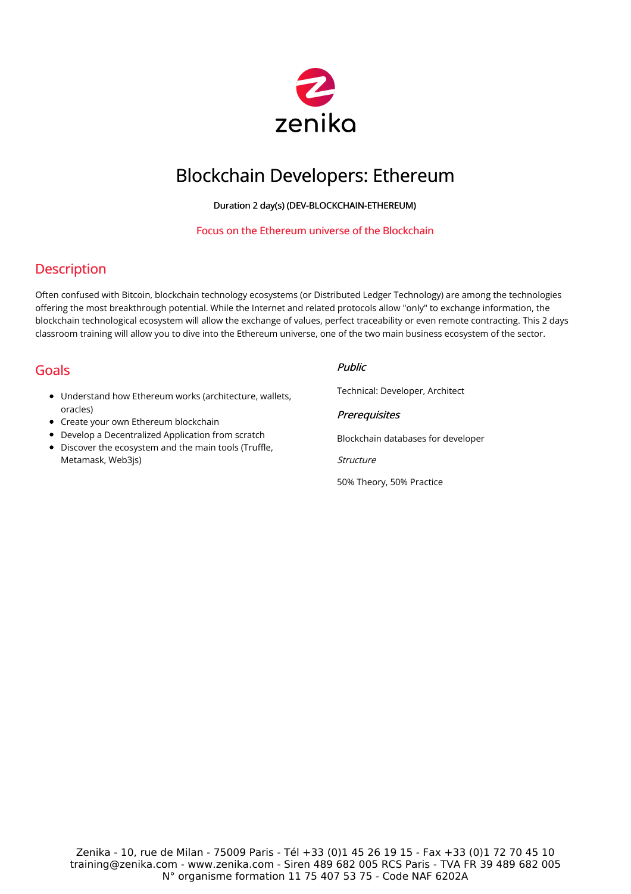# Blockchain Developers: Ethereum

**Duration 2 day(s) (DEV-BLOCKCHAIN-ETHEREUM)**

Focus on the Ethereum universe of the Blockchain

## Description

Often confused with Bitcoin, blockchain technology ecosystems (or Distributed Ledger Technology) are among the technologies offering the most breakthrough potential. While the Internet and related protocols allow "only" to exchange information, the blockchain technological ecosystem will allow the exchange of values, perfect traceability or even remote contracting. This 2 days classroom training will allow you to dive into the Ethereum universe, one of the two main business ecosystem of the sector.

## Goals

- Understand how Ethereum works (architecture, wallets, oracles)
- Create your own Ethereum blockchain
- Develop a Decentralized Application from scratch
- Discover the ecosystem and the main tools (Truffle, Metamask, Web3js)

### *Public*

Technical: Developer, Architect

### *Prerequisites*

Blockchain databases for developer

*Structure*

50% Theory, 50% Practice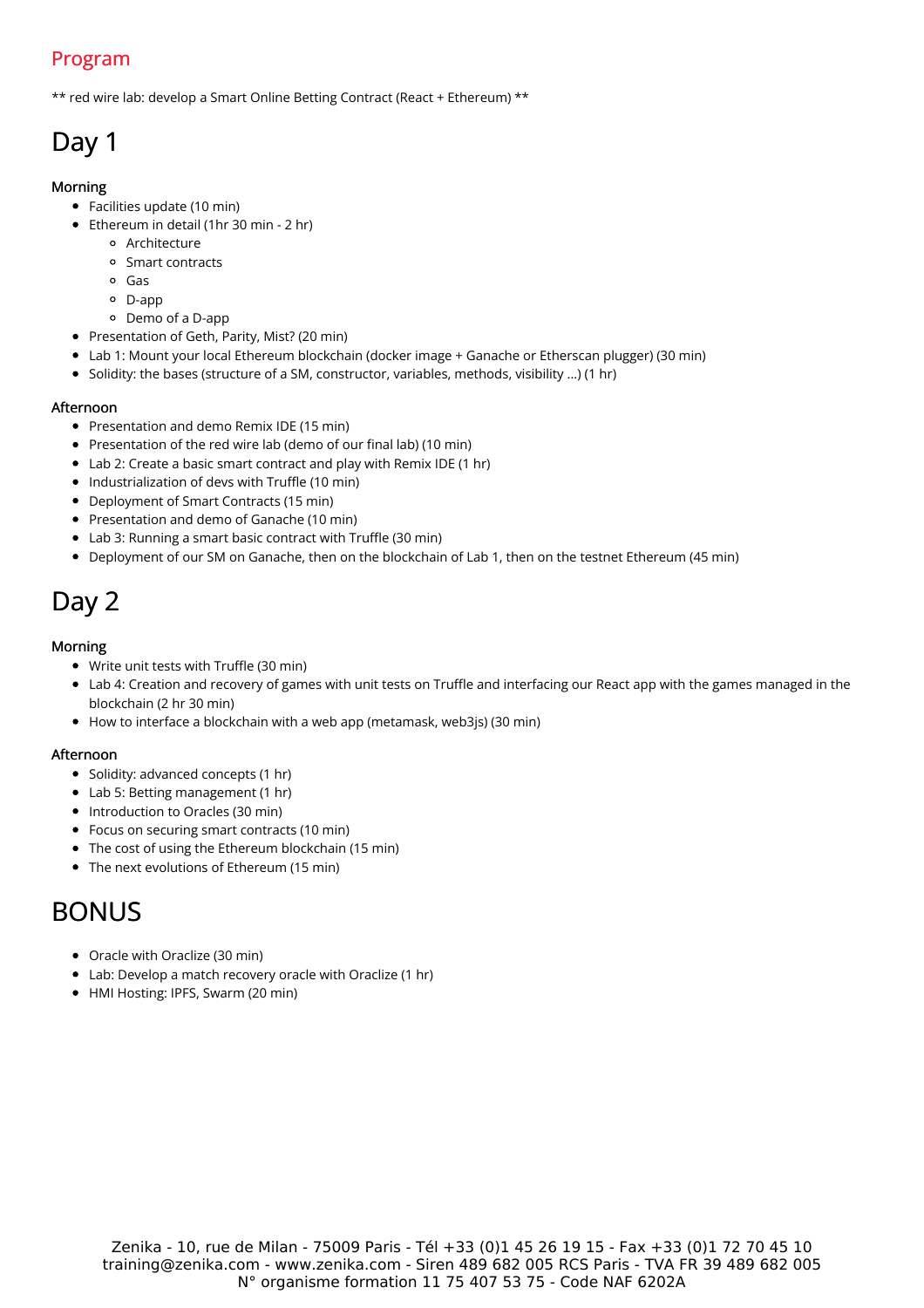## Program

** red wire lab: develop a Smart Online Betting Contract (React + Ethereum) **

# Day 1

#### Morning

- Facilities update (10 min)
- Ethereum in detail (1hr 30 min - 2 hr)
  - Architecture
  - Smart contracts
  - Gas
  - D-app
  - Demo of a D-app
- Presentation of Geth, Parity, Mist? (20 min)
- Lab 1: Mount your local Ethereum blockchain (docker image + Ganache or Etherscan plugger) (30 min)
- Solidity: the bases (structure of a SM, constructor, variables, methods, visibility ...) (1 hr)

#### Afternoon

- Presentation and demo Remix IDE (15 min)
- Presentation of the red wire lab (demo of our final lab) (10 min)
- Lab 2: Create a basic smart contract and play with Remix IDE (1 hr)
- Industrialization of devs with Truffle (10 min)
- Deployment of Smart Contracts (15 min)
- Presentation and demo of Ganache (10 min)
- Lab 3: Running a smart basic contract with Truffle (30 min)
- Deployment of our SM on Ganache, then on the blockchain of Lab 1, then on the testnet Ethereum (45 min)

# Day 2

#### Morning

- Write unit tests with Truffle (30 min)
- Lab 4: Creation and recovery of games with unit tests on Truffle and interfacing our React app with the games managed in the blockchain (2 hr 30 min)
- How to interface a blockchain with a web app (metamask, web3js) (30 min)

#### Afternoon

- Solidity: advanced concepts (1 hr)
- Lab 5: Betting management (1 hr)
- Introduction to Oracles (30 min)
- Focus on securing smart contracts (10 min)
- The cost of using the Ethereum blockchain (15 min)
- The next evolutions of Ethereum (15 min)

# BONUS

- Oracle with Oraclize (30 min)
- Lab: Develop a match recovery oracle with Oraclize (1 hr)
- HMI Hosting: IPFS, Swarm (20 min)

Zenika - 10, rue de Milan - 75009 Paris - Tél +33 (0)1 45 26 19 15 - Fax +33 (0)1 72 70 45 10
training@zenika.com - www.zenika.com - Siren 489 682 005 RCS Paris - TVA FR 39 489 682 005
N° organisme formation 11 75 407 53 75 - Code NAF 6202A